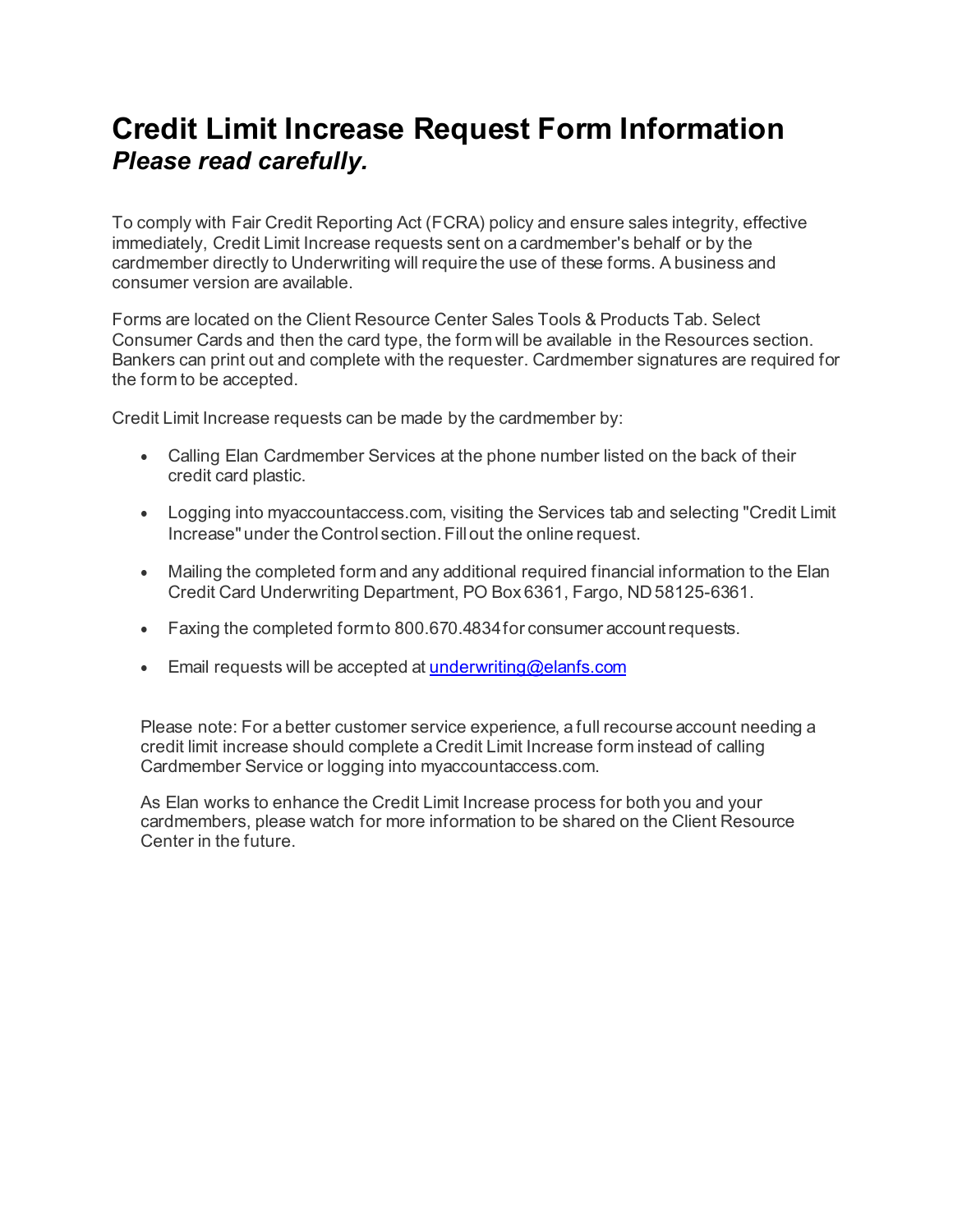# Credit Limit Increase Request Form Information

***Please read carefully.***

To comply with Fair Credit Reporting Act (FCRA) policy and ensure sales integrity, effective immediately, Credit Limit Increase requests sent on a cardmember's behalf or by the cardmember directly to Underwriting will require the use of these forms. A business and consumer version are available.

Forms are located on the Client Resource Center Sales Tools & Products Tab. Select Consumer Cards and then the card type, the form will be available in the Resources section. Bankers can print out and complete with the requester. Cardmember signatures are required for the form to be accepted.

Credit Limit Increase requests can be made by the cardmember by:

- Calling Elan Cardmember Services at the phone number listed on the back of their credit card plastic.
- Logging into myaccountaccess.com, visiting the Services tab and selecting "Credit Limit Increase" under the Control section. Fill out the online request.
- Mailing the completed form and any additional required financial information to the Elan Credit Card Underwriting Department, PO Box 6361, Fargo, ND 58125-6361.
- Faxing the completed form to 800.670.4834 for consumer account requests.
- Email requests will be accepted at [underwriting@elanfs.com](mailto:underwriting@elanfs.com)

Please note: For a better customer service experience, a full recourse account needing a credit limit increase should complete a Credit Limit Increase form instead of calling Cardmember Service or logging into myaccountaccess.com.

As Elan works to enhance the Credit Limit Increase process for both you and your cardmembers, please watch for more information to be shared on the Client Resource Center in the future.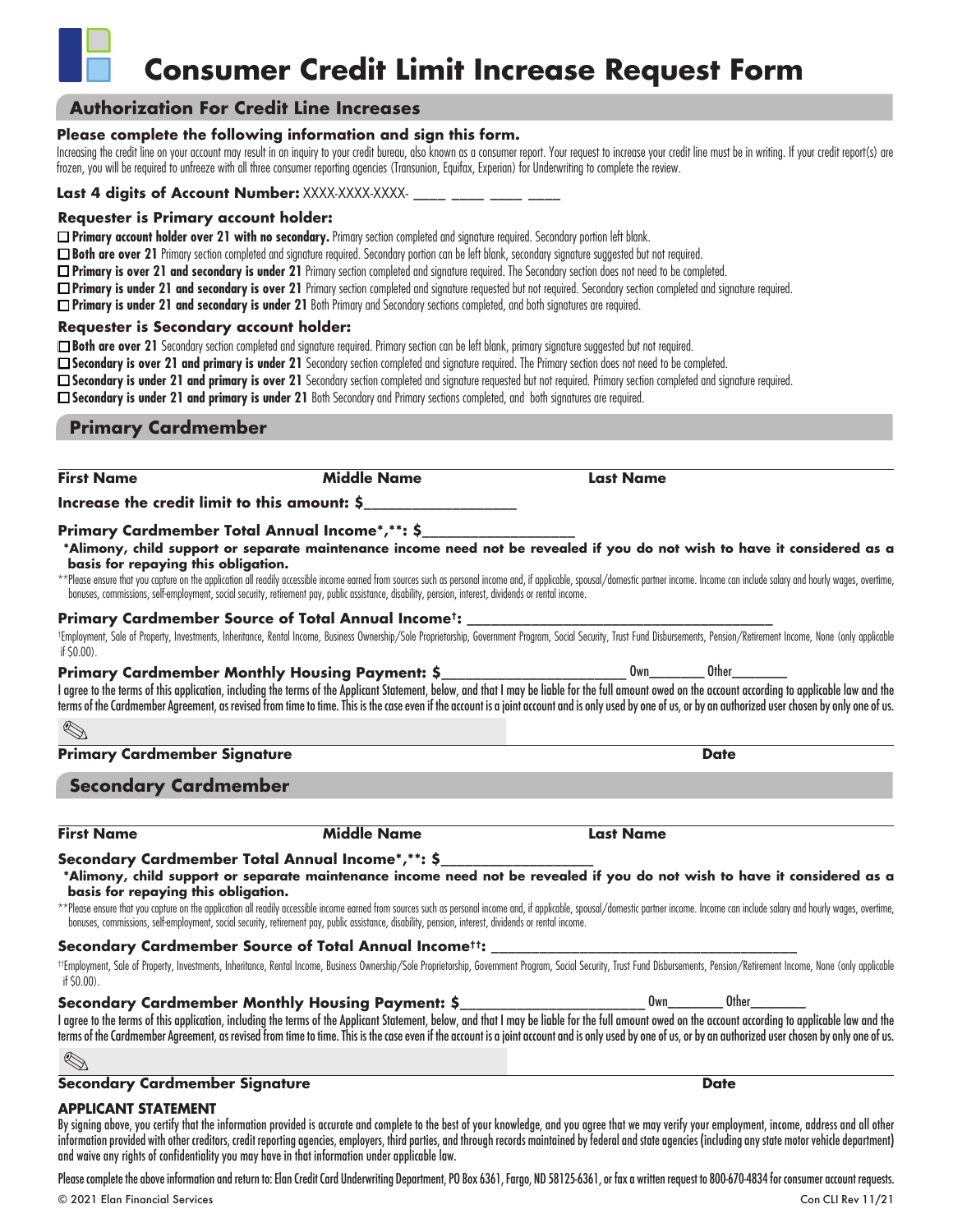# Consumer Credit Limit Increase Request Form

## Authorization For Credit Line Increases

**Please complete the following information and sign this form.**

Increasing the credit line on your account may result in an inquiry to your credit bureau, also known as a consumer report. Your request to increase your credit line must be in writing. If your credit report(s) are frozen, you will be required to unfreeze with all three consumer reporting agencies (Transunion, Equifax, Experian) for Underwriting to complete the review.

**Last 4 digits of Account Number:** XXXX-XXXX-XXXX- ____ ____ ____ ____

**Requester is Primary account holder:**

- ☐ **Primary account holder over 21 with no secondary.** Primary section completed and signature required. Secondary portion left blank.
- ☐ **Both are over 21** Primary section completed and signature required. Secondary portion can be left blank, secondary signature suggested but not required.
- ☐ **Primary is over 21 and secondary is under 21** Primary section completed and signature required. The Secondary section does not need to be completed.
- ☐ **Primary is under 21 and secondary is over 21** Primary section completed and signature requested but not required. Secondary section completed and signature required.
- ☐ **Primary is under 21 and secondary is under 21** Both Primary and Secondary sections completed, and both signatures are required.

**Requester is Secondary account holder:**

- ☐ **Both are over 21** Secondary section completed and signature required. Primary section can be left blank, primary signature suggested but not required.
- ☐ **Secondary is over 21 and primary is under 21** Secondary section completed and signature required. The Primary section does not need to be completed.
- ☐ **Secondary is under 21 and primary is over 21** Secondary section completed and signature requested but not required. Primary section completed and signature required.
- ☐ **Secondary is under 21 and primary is under 21** Both Secondary and Primary sections completed, and both signatures are required.

## Primary Cardmember

**First Name** **Middle Name** **Last Name**

**Increase the credit limit to this amount: $**__________________

**Primary Cardmember Total Annual Income*,**: $**__________________

**\*Alimony, child support or separate maintenance income need not be revealed if you do not wish to have it considered as a basis for repaying this obligation.**

**Please ensure that you capture on the application all readily accessible income earned from sources such as personal income and, if applicable, spousal/domestic partner income. Income can include salary and hourly wages, overtime, bonuses, commissions, self-employment, social security, retirement pay, public assistance, disability, pension, interest, dividends or rental income.

**Primary Cardmember Source of Total Annual Income†:** ________________________________________

†Employment, Sale of Property, Investments, Inheritance, Rental Income, Business Ownership/Sole Proprietorship, Government Program, Social Security, Trust Fund Disbursements, Pension/Retirement Income, None (only applicable if $0.00).

**Primary Cardmember Monthly Housing Payment: $**______________________ Own________ Other________

I agree to the terms of this application, including the terms of the Applicant Statement, below, and that I may be liable for the full amount owed on the account according to applicable law and the terms of the Cardmember Agreement, as revised from time to time. This is the case even if the account is a joint account and is only used by one of us, or by an authorized user chosen by only one of us.

**Primary Cardmember Signature** **Date**

## Secondary Cardmember

**First Name** **Middle Name** **Last Name**

**Secondary Cardmember Total Annual Income*,**: $**__________________

**\*Alimony, child support or separate maintenance income need not be revealed if you do not wish to have it considered as a basis for repaying this obligation.**

**Please ensure that you capture on the application all readily accessible income earned from sources such as personal income and, if applicable, spousal/domestic partner income. Income can include salary and hourly wages, overtime, bonuses, commissions, self-employment, social security, retirement pay, public assistance, disability, pension, interest, dividends or rental income.

**Secondary Cardmember Source of Total Annual Income††:** ________________________________________

††Employment, Sale of Property, Investments, Inheritance, Rental Income, Business Ownership/Sole Proprietorship, Government Program, Social Security, Trust Fund Disbursements, Pension/Retirement Income, None (only applicable if $0.00).

**Secondary Cardmember Monthly Housing Payment: $**______________________ Own________ Other________

I agree to the terms of this application, including the terms of the Applicant Statement, below, and that I may be liable for the full amount owed on the account according to applicable law and the terms of the Cardmember Agreement, as revised from time to time. This is the case even if the account is a joint account and is only used by one of us, or by an authorized user chosen by only one of us.

**Secondary Cardmember Signature** **Date**

**APPLICANT STATEMENT**

By signing above, you certify that the information provided is accurate and complete to the best of your knowledge, and you agree that we may verify your employment, income, address and all other information provided with other creditors, credit reporting agencies, employers, third parties, and through records maintained by federal and state agencies (including any state motor vehicle department) and waive any rights of confidentiality you may have in that information under applicable law.

Please complete the above information and return to: Elan Credit Card Underwriting Department, PO Box 6361, Fargo, ND 58125-6361, or fax a written request to 800-670-4834 for consumer account requests.

© 2021 Elan Financial Services Con CLI Rev 11/21